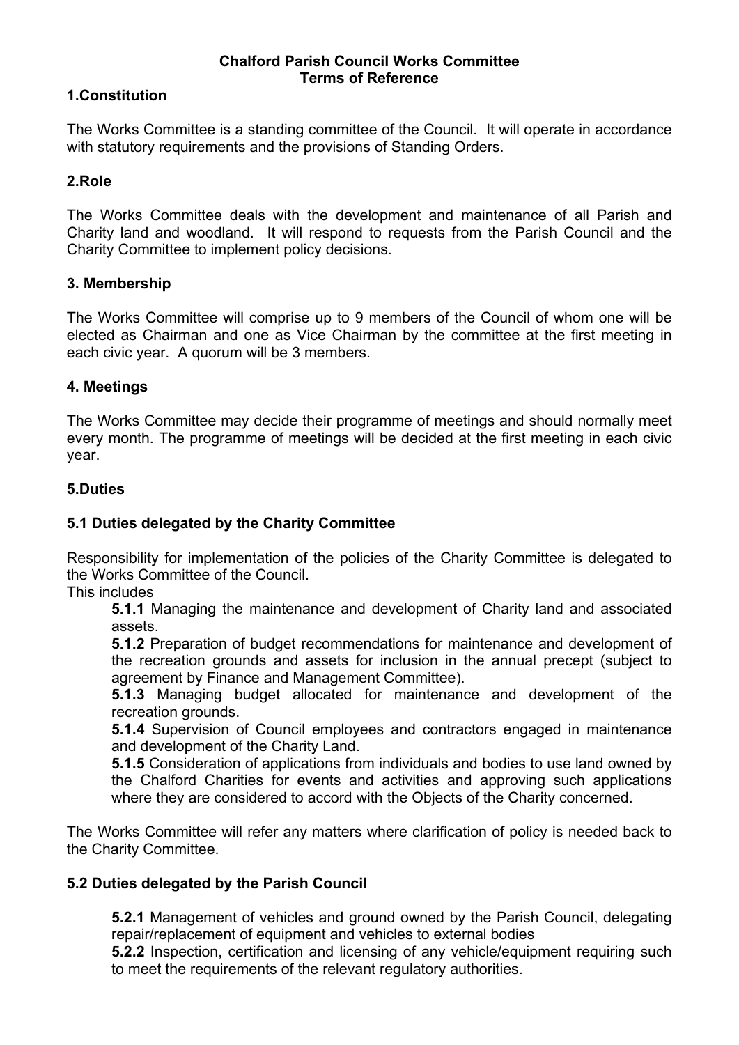# Chalford Parish Council Works Committee
# Terms of Reference

## 1.Constitution

The Works Committee is a standing committee of the Council. It will operate in accordance with statutory requirements and the provisions of Standing Orders.

## 2.Role

The Works Committee deals with the development and maintenance of all Parish and Charity land and woodland. It will respond to requests from the Parish Council and the Charity Committee to implement policy decisions.

## 3. Membership

The Works Committee will comprise up to 9 members of the Council of whom one will be elected as Chairman and one as Vice Chairman by the committee at the first meeting in each civic year. A quorum will be 3 members.

## 4. Meetings

The Works Committee may decide their programme of meetings and should normally meet every month. The programme of meetings will be decided at the first meeting in each civic year.

## 5.Duties

### 5.1 Duties delegated by the Charity Committee

Responsibility for implementation of the policies of the Charity Committee is delegated to the Works Committee of the Council.

This includes

**5.1.1** Managing the maintenance and development of Charity land and associated assets.

**5.1.2** Preparation of budget recommendations for maintenance and development of the recreation grounds and assets for inclusion in the annual precept (subject to agreement by Finance and Management Committee).

**5.1.3** Managing budget allocated for maintenance and development of the recreation grounds.

**5.1.4** Supervision of Council employees and contractors engaged in maintenance and development of the Charity Land.

**5.1.5** Consideration of applications from individuals and bodies to use land owned by the Chalford Charities for events and activities and approving such applications where they are considered to accord with the Objects of the Charity concerned.

The Works Committee will refer any matters where clarification of policy is needed back to the Charity Committee.

### 5.2 Duties delegated by the Parish Council

**5.2.1** Management of vehicles and ground owned by the Parish Council, delegating repair/replacement of equipment and vehicles to external bodies

**5.2.2** Inspection, certification and licensing of any vehicle/equipment requiring such to meet the requirements of the relevant regulatory authorities.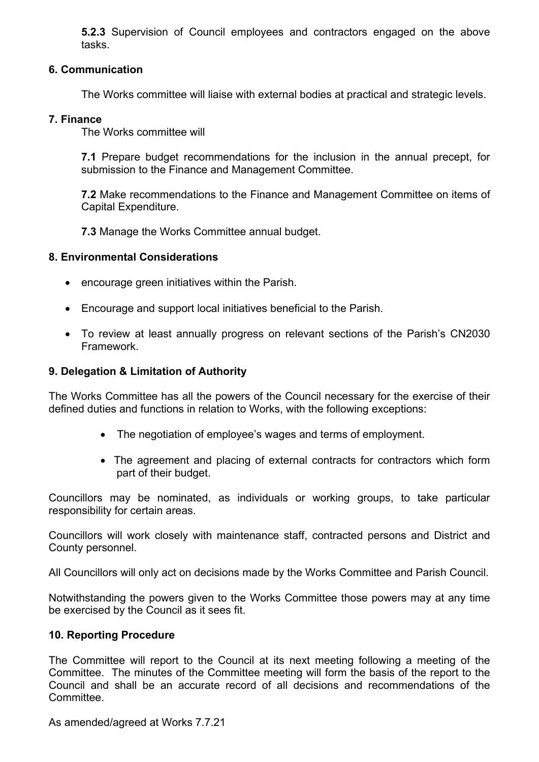**5.2.3** Supervision of Council employees and contractors engaged on the above tasks.

**6. Communication**

The Works committee will liaise with external bodies at practical and strategic levels.

**7. Finance**

The Works committee will

**7.1** Prepare budget recommendations for the inclusion in the annual precept, for submission to the Finance and Management Committee.

**7.2** Make recommendations to the Finance and Management Committee on items of Capital Expenditure.

**7.3** Manage the Works Committee annual budget.

**8. Environmental Considerations**

- encourage green initiatives within the Parish.
- Encourage and support local initiatives beneficial to the Parish.
- To review at least annually progress on relevant sections of the Parish's CN2030 Framework.

**9. Delegation & Limitation of Authority**

The Works Committee has all the powers of the Council necessary for the exercise of their defined duties and functions in relation to Works, with the following exceptions:

- The negotiation of employee's wages and terms of employment.
- The agreement and placing of external contracts for contractors which form part of their budget.

Councillors may be nominated, as individuals or working groups, to take particular responsibility for certain areas.

Councillors will work closely with maintenance staff, contracted persons and District and County personnel.

All Councillors will only act on decisions made by the Works Committee and Parish Council.

Notwithstanding the powers given to the Works Committee those powers may at any time be exercised by the Council as it sees fit.

**10. Reporting Procedure**

The Committee will report to the Council at its next meeting following a meeting of the Committee. The minutes of the Committee meeting will form the basis of the report to the Council and shall be an accurate record of all decisions and recommendations of the Committee.

As amended/agreed at Works 7.7.21